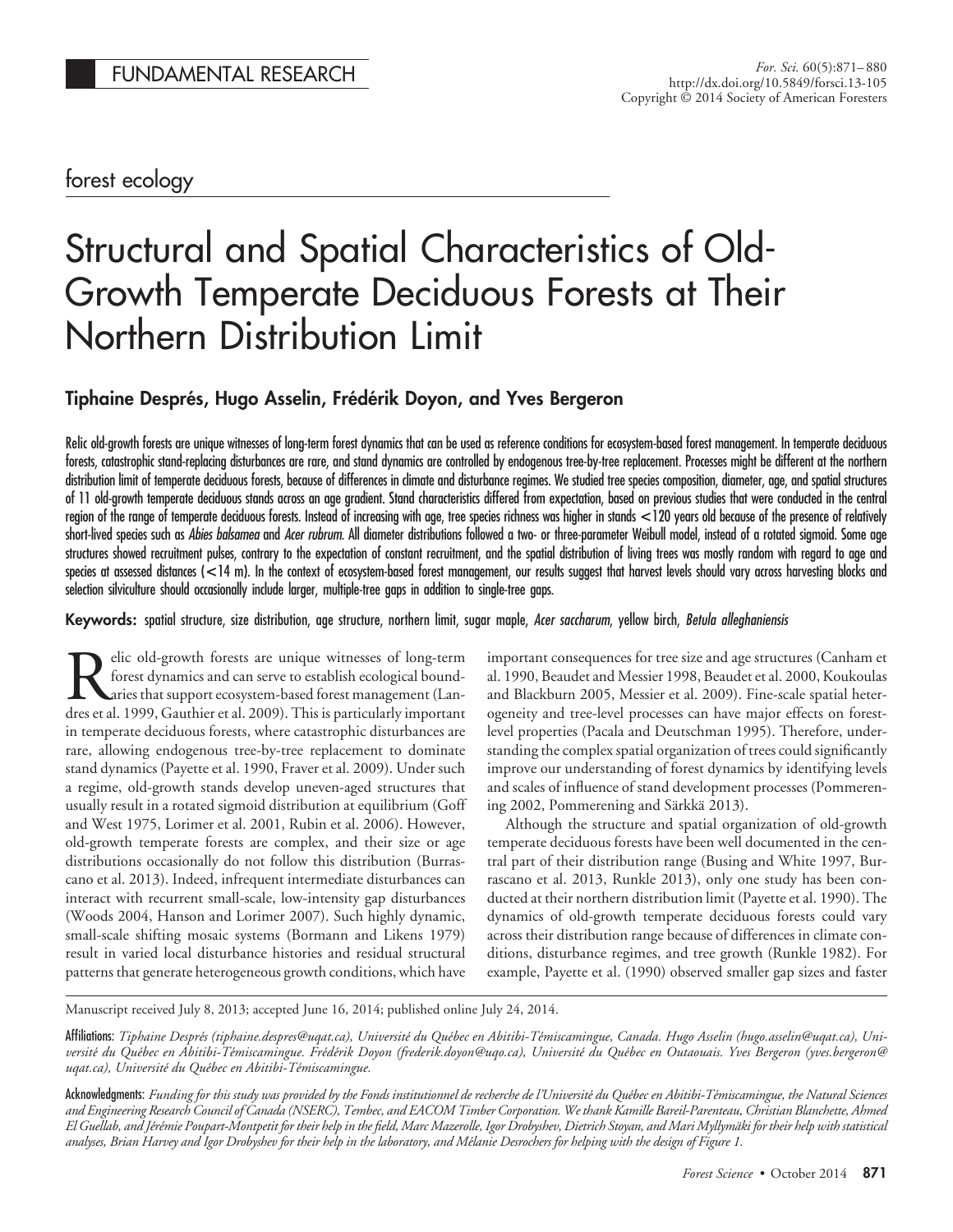FUNDAMENTAL RESEARCH

forest ecology

# Structural and Spatial Characteristics of Old-Growth Temperate Deciduous Forests at Their Northern Distribution Limit

**Tiphaine Després, Hugo Asselin, Frédérik Doyon, and Yves Bergeron**

Relic old-growth forests are unique witnesses of long-term forest dynamics that can be used as reference conditions for ecosystem-based forest management. In temperate deciduous forests, catastrophic stand-replacing disturbances are rare, and stand dynamics are controlled by endogenous tree-by-tree replacement. Processes might be different at the northern distribution limit of temperate deciduous forests, because of differences in climate and disturbance regimes. We studied tree species composition, diameter, age, and spatial structures of 11 old-growth temperate deciduous stands across an age gradient. Stand characteristics differed from expectation, based on previous studies that were conducted in the central region of the range of temperate deciduous forests. Instead of increasing with age, tree species richness was higher in stands <120 years old because of the presence of relatively short-lived species such as *Abies balsamea* and *Acer rubrum*. All diameter distributions followed a two- or three-parameter Weibull model, instead of a rotated sigmoid. Some age structures showed recruitment pulses, contrary to the expectation of constant recruitment, and the spatial distribution of living trees was mostly random with regard to age and species at assessed distances (<14 m). In the context of ecosystem-based forest management, our results suggest that harvest levels should vary across harvesting blocks and selection silviculture should occasionally include larger, multiple-tree gaps in addition to single-tree gaps.

**Keywords:** spatial structure, size distribution, age structure, northern limit, sugar maple, *Acer saccharum*, yellow birch, *Betula alleghaniensis*

Relic old-growth forests are unique witnesses of long-term forest dynamics and can serve to establish ecological boundaries that support ecosystem-based forest management (Landres et al. 1999, Gauthier et al. 2009). This is particularly important in temperate deciduous forests, where catastrophic disturbances are rare, allowing endogenous tree-by-tree replacement to dominate stand dynamics (Payette et al. 1990, Fraver et al. 2009). Under such a regime, old-growth stands develop uneven-aged structures that usually result in a rotated sigmoid distribution at equilibrium (Goff and West 1975, Lorimer et al. 2001, Rubin et al. 2006). However, old-growth temperate forests are complex, and their size or age distributions occasionally do not follow this distribution (Burrascano et al. 2013). Indeed, infrequent intermediate disturbances can interact with recurrent small-scale, low-intensity gap disturbances (Woods 2004, Hanson and Lorimer 2007). Such highly dynamic, small-scale shifting mosaic systems (Bormann and Likens 1979) result in varied local disturbance histories and residual structural patterns that generate heterogeneous growth conditions, which have important consequences for tree size and age structures (Canham et al. 1990, Beaudet and Messier 1998, Beaudet et al. 2000, Koukoulas and Blackburn 2005, Messier et al. 2009). Fine-scale spatial heterogeneity and tree-level processes can have major effects on forest-level properties (Pacala and Deutschman 1995). Therefore, understanding the complex spatial organization of trees could significantly improve our understanding of forest dynamics by identifying levels and scales of influence of stand development processes (Pommerening 2002, Pommerening and Särkkä 2013).

Although the structure and spatial organization of old-growth temperate deciduous forests have been well documented in the central part of their distribution range (Busing and White 1997, Burrascano et al. 2013, Runkle 2013), only one study has been conducted at their northern distribution limit (Payette et al. 1990). The dynamics of old-growth temperate deciduous forests could vary across their distribution range because of differences in climate conditions, disturbance regimes, and tree growth (Runkle 1982). For example, Payette et al. (1990) observed smaller gap sizes and faster

Manuscript received July 8, 2013; accepted June 16, 2014; published online July 24, 2014.

Affiliations: *Tiphaine Després (tiphaine.despres@uqat.ca), Université du Québec en Abitibi-Témiscamingue, Canada. Hugo Asselin (hugo.asselin@uqat.ca), Université du Québec en Abitibi-Témiscamingue. Frédérik Doyon (frederik.doyon@uqo.ca), Université du Québec en Outaouais. Yves Bergeron (yves.bergeron@uqat.ca), Université du Québec en Abitibi-Témiscamingue.*

Acknowledgments: *Funding for this study was provided by the Fonds institutionnel de recherche de l'Université du Québec en Abitibi-Témiscamingue, the Natural Sciences and Engineering Research Council of Canada (NSERC), Tembec, and EACOM Timber Corporation. We thank Kamille Bareil-Parenteau, Christian Blanchette, Ahmed El Guellab, and Jérémie Poupart-Montpetit for their help in the field, Marc Mazerolle, Igor Drobyshev, Dietrich Stoyan, and Mari Myllymäki for their help with statistical analyses, Brian Harvey and Igor Drobyshev for their help in the laboratory, and Mélanie Desrochers for helping with the design of Figure 1.*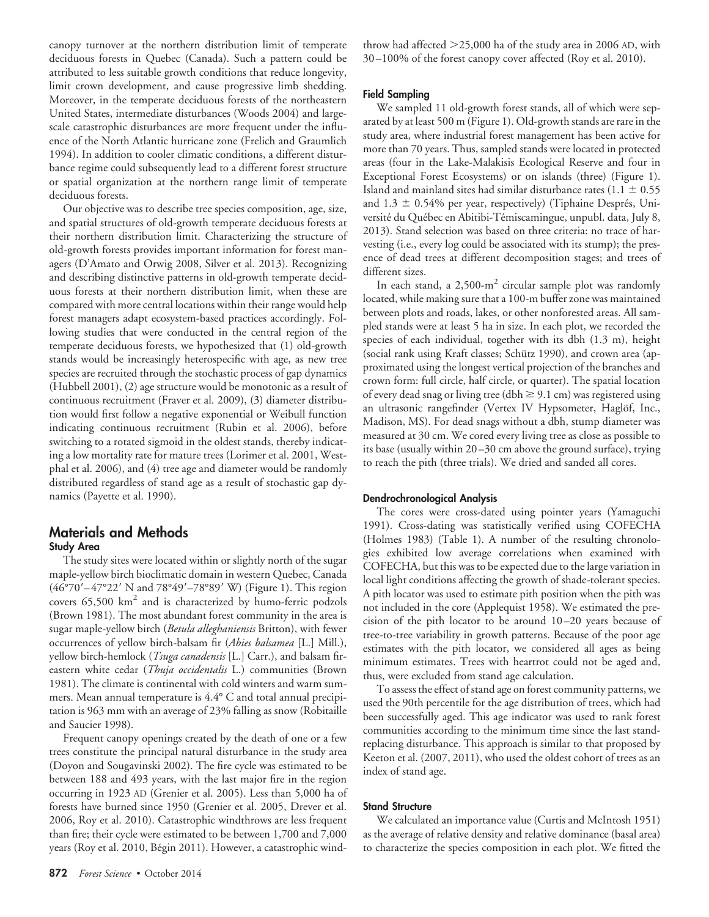canopy turnover at the northern distribution limit of temperate deciduous forests in Quebec (Canada). Such a pattern could be attributed to less suitable growth conditions that reduce longevity, limit crown development, and cause progressive limb shedding. Moreover, in the temperate deciduous forests of the northeastern United States, intermediate disturbances (Woods 2004) and large-scale catastrophic disturbances are more frequent under the influence of the North Atlantic hurricane zone (Frelich and Graumlich 1994). In addition to cooler climatic conditions, a different disturbance regime could subsequently lead to a different forest structure or spatial organization at the northern range limit of temperate deciduous forests.

Our objective was to describe tree species composition, age, size, and spatial structures of old-growth temperate deciduous forests at their northern distribution limit. Characterizing the structure of old-growth forests provides important information for forest managers (D'Amato and Orwig 2008, Silver et al. 2013). Recognizing and describing distinctive patterns in old-growth temperate deciduous forests at their northern distribution limit, when these are compared with more central locations within their range would help forest managers adapt ecosystem-based practices accordingly. Following studies that were conducted in the central region of the temperate deciduous forests, we hypothesized that (1) old-growth stands would be increasingly heterospecific with age, as new tree species are recruited through the stochastic process of gap dynamics (Hubbell 2001), (2) age structure would be monotonic as a result of continuous recruitment (Fraver et al. 2009), (3) diameter distribution would first follow a negative exponential or Weibull function indicating continuous recruitment (Rubin et al. 2006), before switching to a rotated sigmoid in the oldest stands, thereby indicating a low mortality rate for mature trees (Lorimer et al. 2001, Westphal et al. 2006), and (4) tree age and diameter would be randomly distributed regardless of stand age as a result of stochastic gap dynamics (Payette et al. 1990).

## Materials and Methods

### Study Area

The study sites were located within or slightly north of the sugar maple-yellow birch bioclimatic domain in western Quebec, Canada (46°70′–47°22′ N and 78°49′–78°89′ W) (Figure 1). This region covers 65,500 km$^2$ and is characterized by humo-ferric podzols (Brown 1981). The most abundant forest community in the area is sugar maple-yellow birch (*Betula alleghaniensis* Britton), with fewer occurrences of yellow birch-balsam fir (*Abies balsamea* [L.] Mill.), yellow birch-hemlock (*Tsuga canadensis* [L.] Carr.), and balsam fir-eastern white cedar (*Thuja occidentalis* L.) communities (Brown 1981). The climate is continental with cold winters and warm summers. Mean annual temperature is 4.4° C and total annual precipitation is 963 mm with an average of 23% falling as snow (Robitaille and Saucier 1998).

Frequent canopy openings created by the death of one or a few trees constitute the principal natural disturbance in the study area (Doyon and Sougavinski 2002). The fire cycle was estimated to be between 188 and 493 years, with the last major fire in the region occurring in 1923 AD (Grenier et al. 2005). Less than 5,000 ha of forests have burned since 1950 (Grenier et al. 2005, Drever et al. 2006, Roy et al. 2010). Catastrophic windthrows are less frequent than fire; their cycle were estimated to be between 1,700 and 7,000 years (Roy et al. 2010, Bégin 2011). However, a catastrophic windthrow had affected >25,000 ha of the study area in 2006 AD, with 30–100% of the forest canopy cover affected (Roy et al. 2010).

### Field Sampling

We sampled 11 old-growth forest stands, all of which were separated by at least 500 m (Figure 1). Old-growth stands are rare in the study area, where industrial forest management has been active for more than 70 years. Thus, sampled stands were located in protected areas (four in the Lake-Malakisis Ecological Reserve and four in Exceptional Forest Ecosystems) or on islands (three) (Figure 1). Island and mainland sites had similar disturbance rates (1.1 ± 0.55 and 1.3 ± 0.54% per year, respectively) (Tiphaine Després, Université du Québec en Abitibi-Témiscamingue, unpubl. data, July 8, 2013). Stand selection was based on three criteria: no trace of harvesting (i.e., every log could be associated with its stump); the presence of dead trees at different decomposition stages; and trees of different sizes.

In each stand, a 2,500-m$^2$ circular sample plot was randomly located, while making sure that a 100-m buffer zone was maintained between plots and roads, lakes, or other nonforested areas. All sampled stands were at least 5 ha in size. In each plot, we recorded the species of each individual, together with its dbh (1.3 m), height (social rank using Kraft classes; Schütz 1990), and crown area (approximated using the longest vertical projection of the branches and crown form: full circle, half circle, or quarter). The spatial location of every dead snag or living tree (dbh ≥ 9.1 cm) was registered using an ultrasonic rangefinder (Vertex IV Hypsometer, Haglöf, Inc., Madison, MS). For dead snags without a dbh, stump diameter was measured at 30 cm. We cored every living tree as close as possible to its base (usually within 20–30 cm above the ground surface), trying to reach the pith (three trials). We dried and sanded all cores.

### Dendrochronological Analysis

The cores were cross-dated using pointer years (Yamaguchi 1991). Cross-dating was statistically verified using COFECHA (Holmes 1983) (Table 1). A number of the resulting chronologies exhibited low average correlations when examined with COFECHA, but this was to be expected due to the large variation in local light conditions affecting the growth of shade-tolerant species. A pith locator was used to estimate pith position when the pith was not included in the core (Applequist 1958). We estimated the precision of the pith locator to be around 10–20 years because of tree-to-tree variability in growth patterns. Because of the poor age estimates with the pith locator, we considered all ages as being minimum estimates. Trees with heartrot could not be aged and, thus, were excluded from stand age calculation.

To assess the effect of stand age on forest community patterns, we used the 90th percentile for the age distribution of trees, which had been successfully aged. This age indicator was used to rank forest communities according to the minimum time since the last stand-replacing disturbance. This approach is similar to that proposed by Keeton et al. (2007, 2011), who used the oldest cohort of trees as an index of stand age.

### Stand Structure

We calculated an importance value (Curtis and McIntosh 1951) as the average of relative density and relative dominance (basal area) to characterize the species composition in each plot. We fitted the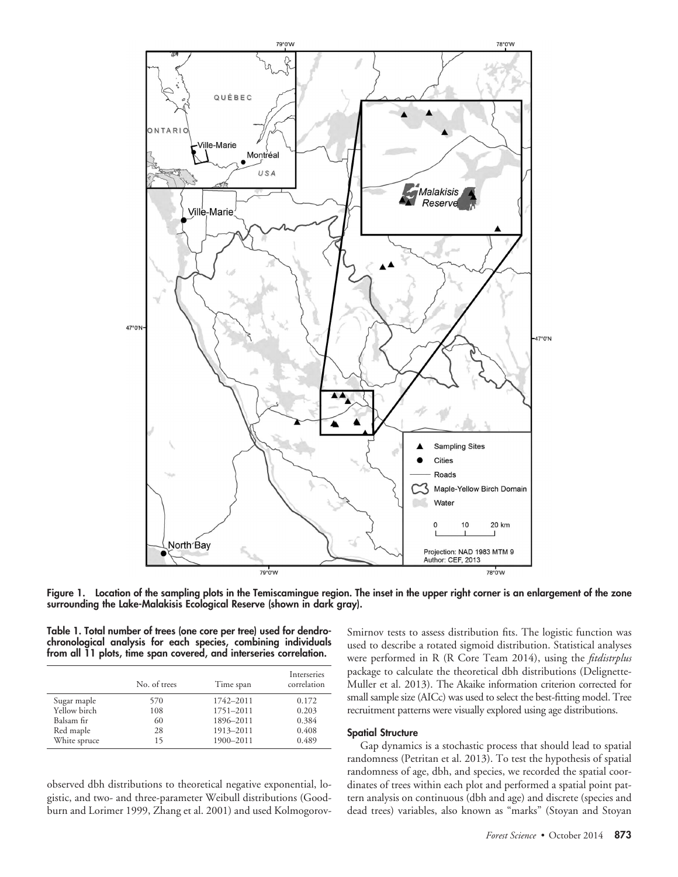Figure 1. Location of the sampling plots in the Temiscamingue region. The inset in the upper right corner is an enlargement of the zone surrounding the Lake-Malakisis Ecological Reserve (shown in dark gray).

Table 1. Total number of trees (one core per tree) used for dendrochronological analysis for each species, combining individuals from all 11 plots, time span covered, and interseries correlation.

| | No. of trees | Time span | Interseries correlation |
|---|---|---|---|
| Sugar maple | 570 | 1742–2011 | 0.172 |
| Yellow birch | 108 | 1751–2011 | 0.203 |
| Balsam fir | 60 | 1896–2011 | 0.384 |
| Red maple | 28 | 1913–2011 | 0.408 |
| White spruce | 15 | 1900–2011 | 0.489 |

observed dbh distributions to theoretical negative exponential, logistic, and two- and three-parameter Weibull distributions (Goodburn and Lorimer 1999, Zhang et al. 2001) and used Kolmogorov-Smirnov tests to assess distribution fits. The logistic function was used to describe a rotated sigmoid distribution. Statistical analyses were performed in R (R Core Team 2014), using the *fitdistrplus* package to calculate the theoretical dbh distributions (Delignette-Muller et al. 2013). The Akaike information criterion corrected for small sample size (AICc) was used to select the best-fitting model. Tree recruitment patterns were visually explored using age distributions.

### Spatial Structure

Gap dynamics is a stochastic process that should lead to spatial randomness (Petritan et al. 2013). To test the hypothesis of spatial randomness of age, dbh, and species, we recorded the spatial coordinates of trees within each plot and performed a spatial point pattern analysis on continuous (dbh and age) and discrete (species and dead trees) variables, also known as "marks" (Stoyan and Stoyan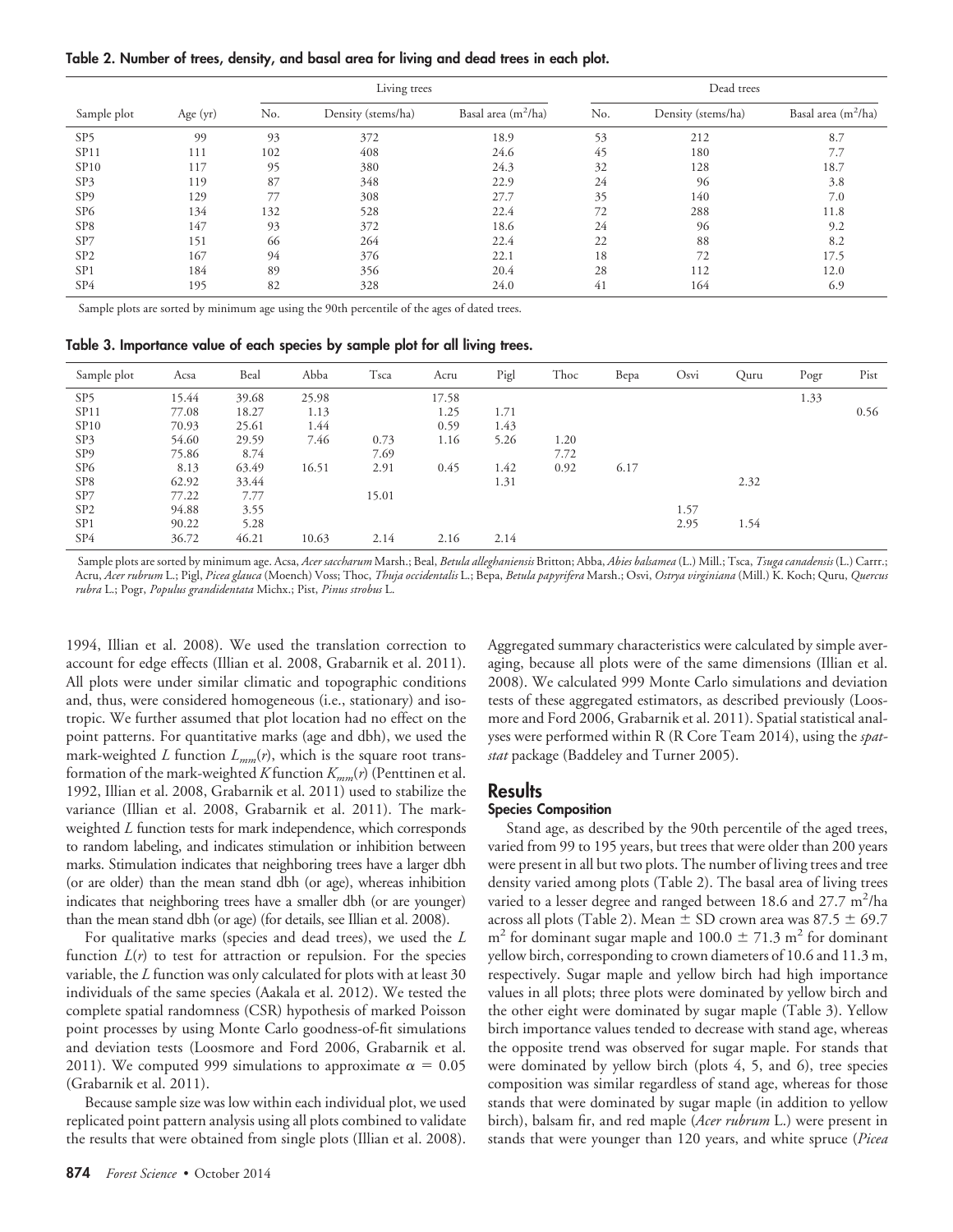**Table 2. Number of trees, density, and basal area for living and dead trees in each plot.**

| Sample plot | Age (yr) | Living trees | | | Dead trees | | |
|---|---|---|---|---|---|---|---|
| | | No. | Density (stems/ha) | Basal area ($m^2$/ha) | No. | Density (stems/ha) | Basal area ($m^2$/ha) |
| SP5 | 99 | 93 | 372 | 18.9 | 53 | 212 | 8.7 |
| SP11 | 111 | 102 | 408 | 24.6 | 45 | 180 | 7.7 |
| SP10 | 117 | 95 | 380 | 24.3 | 32 | 128 | 18.7 |
| SP3 | 119 | 87 | 348 | 22.9 | 24 | 96 | 3.8 |
| SP9 | 129 | 77 | 308 | 27.7 | 35 | 140 | 7.0 |
| SP6 | 134 | 132 | 528 | 22.4 | 72 | 288 | 11.8 |
| SP8 | 147 | 93 | 372 | 18.6 | 24 | 96 | 9.2 |
| SP7 | 151 | 66 | 264 | 22.4 | 22 | 88 | 8.2 |
| SP2 | 167 | 94 | 376 | 22.1 | 18 | 72 | 17.5 |
| SP1 | 184 | 89 | 356 | 20.4 | 28 | 112 | 12.0 |
| SP4 | 195 | 82 | 328 | 24.0 | 41 | 164 | 6.9 |

Sample plots are sorted by minimum age using the 90th percentile of the ages of dated trees.

**Table 3. Importance value of each species by sample plot for all living trees.**

| Sample plot | Acsa | Beal | Abba | Tsca | Acru | Pigl | Thoc | Bepa | Osvi | Quru | Pogr | Pist |
|---|---|---|---|---|---|---|---|---|---|---|---|---|
| SP5 | 15.44 | 39.68 | 25.98 | | 17.58 | | | | | | 1.33 | |
| SP11 | 77.08 | 18.27 | 1.13 | | 1.25 | 1.71 | | | | | | 0.56 |
| SP10 | 70.93 | 25.61 | 1.44 | | 0.59 | 1.43 | | | | | | |
| SP3 | 54.60 | 29.59 | 7.46 | 0.73 | 1.16 | 5.26 | 1.20 | | | | | |
| SP9 | 75.86 | 8.74 | | 7.69 | | | 7.72 | | | | | |
| SP6 | 8.13 | 63.49 | 16.51 | 2.91 | 0.45 | 1.42 | 0.92 | 6.17 | | | | |
| SP8 | 62.92 | 33.44 | | | | 1.31 | | | | 2.32 | | |
| SP7 | 77.22 | 7.77 | | 15.01 | | | | | | | | |
| SP2 | 94.88 | 3.55 | | | | | | | 1.57 | | | |
| SP1 | 90.22 | 5.28 | | | | | | | 2.95 | 1.54 | | |
| SP4 | 36.72 | 46.21 | 10.63 | 2.14 | 2.16 | 2.14 | | | | | | |

Sample plots are sorted by minimum age. Acsa, *Acer saccharum* Marsh.; Beal, *Betula alleghaniensis* Britton; Abba, *Abies balsamea* (L.) Mill.; Tsca, *Tsuga canadensis* (L.) Carrr.; Acru, *Acer rubrum* L.; Pigl, *Picea glauca* (Moench) Voss; Thoc, *Thuja occidentalis* L.; Bepa, *Betula papyrifera* Marsh.; Osvi, *Ostrya virginiana* (Mill.) K. Koch; Quru, *Quercus rubra* L.; Pogr, *Populus grandidentata* Michx.; Pist, *Pinus strobus* L.

1994, Illian et al. 2008). We used the translation correction to account for edge effects (Illian et al. 2008, Grabarnik et al. 2011). All plots were under similar climatic and topographic conditions and, thus, were considered homogeneous (i.e., stationary) and isotropic. We further assumed that plot location had no effect on the point patterns. For quantitative marks (age and dbh), we used the mark-weighted $L$ function $L_{mm}(r)$, which is the square root transformation of the mark-weighted $K$ function $K_{mm}(r)$ (Penttinen et al. 1992, Illian et al. 2008, Grabarnik et al. 2011) used to stabilize the variance (Illian et al. 2008, Grabarnik et al. 2011). The mark-weighted $L$ function tests for mark independence, which corresponds to random labeling, and indicates stimulation or inhibition between marks. Stimulation indicates that neighboring trees have a larger dbh (or are older) than the mean stand dbh (or age), whereas inhibition indicates that neighboring trees have a smaller dbh (or are younger) than the mean stand dbh (or age) (for details, see Illian et al. 2008).

For qualitative marks (species and dead trees), we used the $L$ function $L(r)$ to test for attraction or repulsion. For the species variable, the $L$ function was only calculated for plots with at least 30 individuals of the same species (Aakala et al. 2012). We tested the complete spatial randomness (CSR) hypothesis of marked Poisson point processes by using Monte Carlo goodness-of-fit simulations and deviation tests (Loosmore and Ford 2006, Grabarnik et al. 2011). We computed 999 simulations to approximate $\alpha = 0.05$ (Grabarnik et al. 2011).

Because sample size was low within each individual plot, we used replicated point pattern analysis using all plots combined to validate the results that were obtained from single plots (Illian et al. 2008). Aggregated summary characteristics were calculated by simple averaging, because all plots were of the same dimensions (Illian et al. 2008). We calculated 999 Monte Carlo simulations and deviation tests of these aggregated estimators, as described previously (Loosmore and Ford 2006, Grabarnik et al. 2011). Spatial statistical analyses were performed within R (R Core Team 2014), using the *spatstat* package (Baddeley and Turner 2005).

## Results

### Species Composition

Stand age, as described by the 90th percentile of the aged trees, varied from 99 to 195 years, but trees that were older than 200 years were present in all but two plots. The number of living trees and tree density varied among plots (Table 2). The basal area of living trees varied to a lesser degree and ranged between 18.6 and 27.7 $m^2$/ha across all plots (Table 2). Mean ± SD crown area was 87.5 ± 69.7 $m^2$ for dominant sugar maple and 100.0 ± 71.3 $m^2$ for dominant yellow birch, corresponding to crown diameters of 10.6 and 11.3 m, respectively. Sugar maple and yellow birch had high importance values in all plots; three plots were dominated by yellow birch and the other eight were dominated by sugar maple (Table 3). Yellow birch importance values tended to decrease with stand age, whereas the opposite trend was observed for sugar maple. For stands that were dominated by yellow birch (plots 4, 5, and 6), tree species composition was similar regardless of stand age, whereas for those stands that were dominated by sugar maple (in addition to yellow birch), balsam fir, and red maple (*Acer rubrum* L.) were present in stands that were younger than 120 years, and white spruce (*Picea*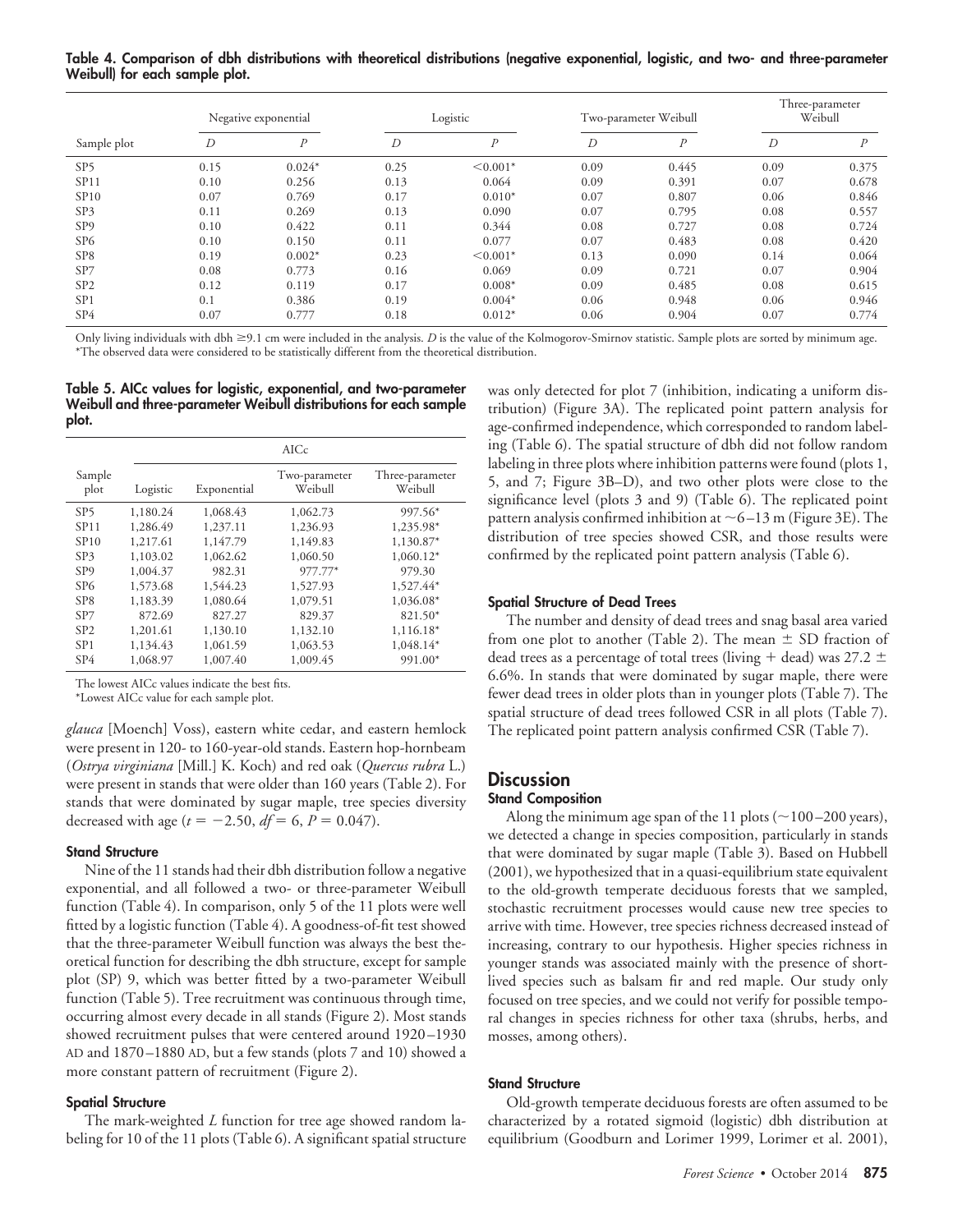**Table 4. Comparison of dbh distributions with theoretical distributions (negative exponential, logistic, and two- and three-parameter Weibull) for each sample plot.**

| Sample plot | Negative exponential | | Logistic | | Two-parameter Weibull | | Three-parameter Weibull | |
|---|---|---|---|---|---|---|---|---|
| | $D$ | $P$ | $D$ | $P$ | $D$ | $P$ | $D$ | $P$ |
| SP5 | 0.15 | 0.024* | 0.25 | <0.001* | 0.09 | 0.445 | 0.09 | 0.375 |
| SP11 | 0.10 | 0.256 | 0.13 | 0.064 | 0.09 | 0.391 | 0.07 | 0.678 |
| SP10 | 0.07 | 0.769 | 0.17 | 0.010* | 0.07 | 0.807 | 0.06 | 0.846 |
| SP3 | 0.11 | 0.269 | 0.13 | 0.090 | 0.07 | 0.795 | 0.08 | 0.557 |
| SP9 | 0.10 | 0.422 | 0.11 | 0.344 | 0.08 | 0.727 | 0.08 | 0.724 |
| SP6 | 0.10 | 0.150 | 0.11 | 0.077 | 0.07 | 0.483 | 0.08 | 0.420 |
| SP8 | 0.19 | 0.002* | 0.23 | <0.001* | 0.13 | 0.090 | 0.14 | 0.064 |
| SP7 | 0.08 | 0.773 | 0.16 | 0.069 | 0.09 | 0.721 | 0.07 | 0.904 |
| SP2 | 0.12 | 0.119 | 0.17 | 0.008* | 0.09 | 0.485 | 0.08 | 0.615 |
| SP1 | 0.1 | 0.386 | 0.19 | 0.004* | 0.06 | 0.948 | 0.06 | 0.946 |
| SP4 | 0.07 | 0.777 | 0.18 | 0.012* | 0.06 | 0.904 | 0.07 | 0.774 |

Only living individuals with dbh ≥9.1 cm were included in the analysis. $D$ is the value of the Kolmogorov-Smirnov statistic. Sample plots are sorted by minimum age.
*The observed data were considered to be statistically different from the theoretical distribution.

**Table 5. AICc values for logistic, exponential, and two-parameter Weibull and three-parameter Weibull distributions for each sample plot.**

| Sample plot | AICc | | | |
|---|---|---|---|---|
| | Logistic | Exponential | Two-parameter Weibull | Three-parameter Weibull |
| SP5 | 1,180.24 | 1,068.43 | 1,062.73 | 997.56* |
| SP11 | 1,286.49 | 1,237.11 | 1,236.93 | 1,235.98* |
| SP10 | 1,217.61 | 1,147.79 | 1,149.83 | 1,130.87* |
| SP3 | 1,103.02 | 1,062.62 | 1,060.50 | 1,060.12* |
| SP9 | 1,004.37 | 982.31 | 977.77* | 979.30 |
| SP6 | 1,573.68 | 1,544.23 | 1,527.93 | 1,527.44* |
| SP8 | 1,183.39 | 1,080.64 | 1,079.51 | 1,036.08* |
| SP7 | 872.69 | 827.27 | 829.37 | 821.50* |
| SP2 | 1,201.61 | 1,130.10 | 1,132.10 | 1,116.18* |
| SP1 | 1,134.43 | 1,061.59 | 1,063.53 | 1,048.14* |
| SP4 | 1,068.97 | 1,007.40 | 1,009.45 | 991.00* |

The lowest AICc values indicate the best fits.
*Lowest AICc value for each sample plot.

*glauca* [Moench] Voss), eastern white cedar, and eastern hemlock were present in 120- to 160-year-old stands. Eastern hop-hornbeam (*Ostrya virginiana* [Mill.] K. Koch) and red oak (*Quercus rubra* L.) were present in stands that were older than 160 years (Table 2). For stands that were dominated by sugar maple, tree species diversity decreased with age ($t = -2.50$, $df = 6$, $P = 0.047$).

### Stand Structure

Nine of the 11 stands had their dbh distribution follow a negative exponential, and all followed a two- or three-parameter Weibull function (Table 4). In comparison, only 5 of the 11 plots were well fitted by a logistic function (Table 4). A goodness-of-fit test showed that the three-parameter Weibull function was always the best theoretical function for describing the dbh structure, except for sample plot (SP) 9, which was better fitted by a two-parameter Weibull function (Table 5). Tree recruitment was continuous through time, occurring almost every decade in all stands (Figure 2). Most stands showed recruitment pulses that were centered around 1920–1930 AD and 1870–1880 AD, but a few stands (plots 7 and 10) showed a more constant pattern of recruitment (Figure 2).

### Spatial Structure

The mark-weighted $L$ function for tree age showed random labeling for 10 of the 11 plots (Table 6). A significant spatial structure was only detected for plot 7 (inhibition, indicating a uniform distribution) (Figure 3A). The replicated point pattern analysis for age-confirmed independence, which corresponded to random labeling (Table 6). The spatial structure of dbh did not follow random labeling in three plots where inhibition patterns were found (plots 1, 5, and 7; Figure 3B–D), and two other plots were close to the significance level (plots 3 and 9) (Table 6). The replicated point pattern analysis confirmed inhibition at ~6–13 m (Figure 3E). The distribution of tree species showed CSR, and those results were confirmed by the replicated point pattern analysis (Table 6).

### Spatial Structure of Dead Trees

The number and density of dead trees and snag basal area varied from one plot to another (Table 2). The mean ± SD fraction of dead trees as a percentage of total trees (living + dead) was 27.2 ± 6.6%. In stands that were dominated by sugar maple, there were fewer dead trees in older plots than in younger plots (Table 7). The spatial structure of dead trees followed CSR in all plots (Table 7). The replicated point pattern analysis confirmed CSR (Table 7).

## Discussion

### Stand Composition

Along the minimum age span of the 11 plots (~100–200 years), we detected a change in species composition, particularly in stands that were dominated by sugar maple (Table 3). Based on Hubbell (2001), we hypothesized that in a quasi-equilibrium state equivalent to the old-growth temperate deciduous forests that we sampled, stochastic recruitment processes would cause new tree species to arrive with time. However, tree species richness decreased instead of increasing, contrary to our hypothesis. Higher species richness in younger stands was associated mainly with the presence of short-lived species such as balsam fir and red maple. Our study only focused on tree species, and we could not verify for possible temporal changes in species richness for other taxa (shrubs, herbs, and mosses, among others).

### Stand Structure

Old-growth temperate deciduous forests are often assumed to be characterized by a rotated sigmoid (logistic) dbh distribution at equilibrium (Goodburn and Lorimer 1999, Lorimer et al. 2001),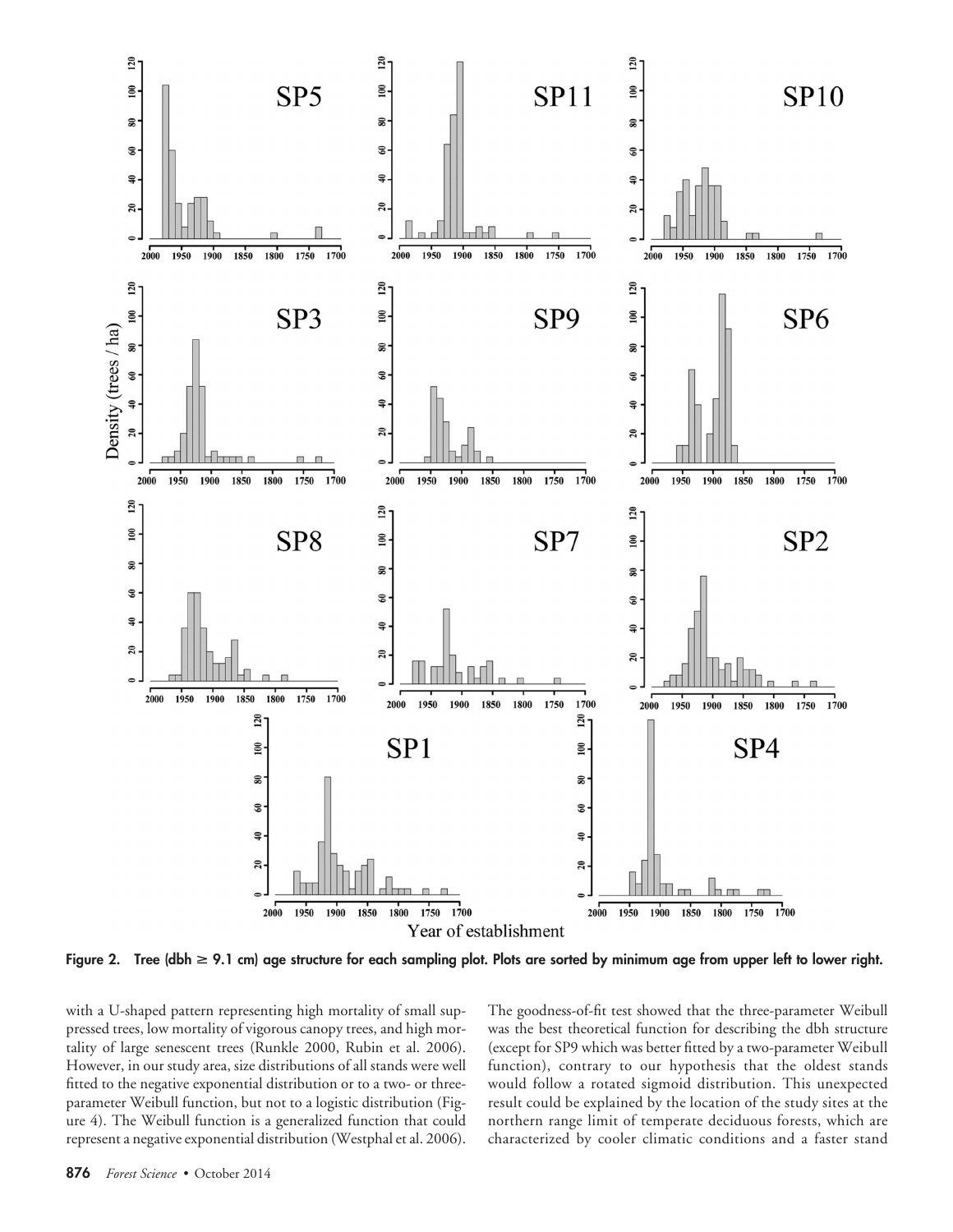Figure 2. Tree (dbh ≥ 9.1 cm) age structure for each sampling plot. Plots are sorted by minimum age from upper left to lower right.

with a U-shaped pattern representing high mortality of small suppressed trees, low mortality of vigorous canopy trees, and high mortality of large senescent trees (Runkle 2000, Rubin et al. 2006). However, in our study area, size distributions of all stands were well fitted to the negative exponential distribution or to a two- or three-parameter Weibull function, but not to a logistic distribution (Figure 4). The Weibull function is a generalized function that could represent a negative exponential distribution (Westphal et al. 2006). The goodness-of-fit test showed that the three-parameter Weibull was the best theoretical function for describing the dbh structure (except for SP9 which was better fitted by a two-parameter Weibull function), contrary to our hypothesis that the oldest stands would follow a rotated sigmoid distribution. This unexpected result could be explained by the location of the study sites at the northern range limit of temperate deciduous forests, which are characterized by cooler climatic conditions and a faster stand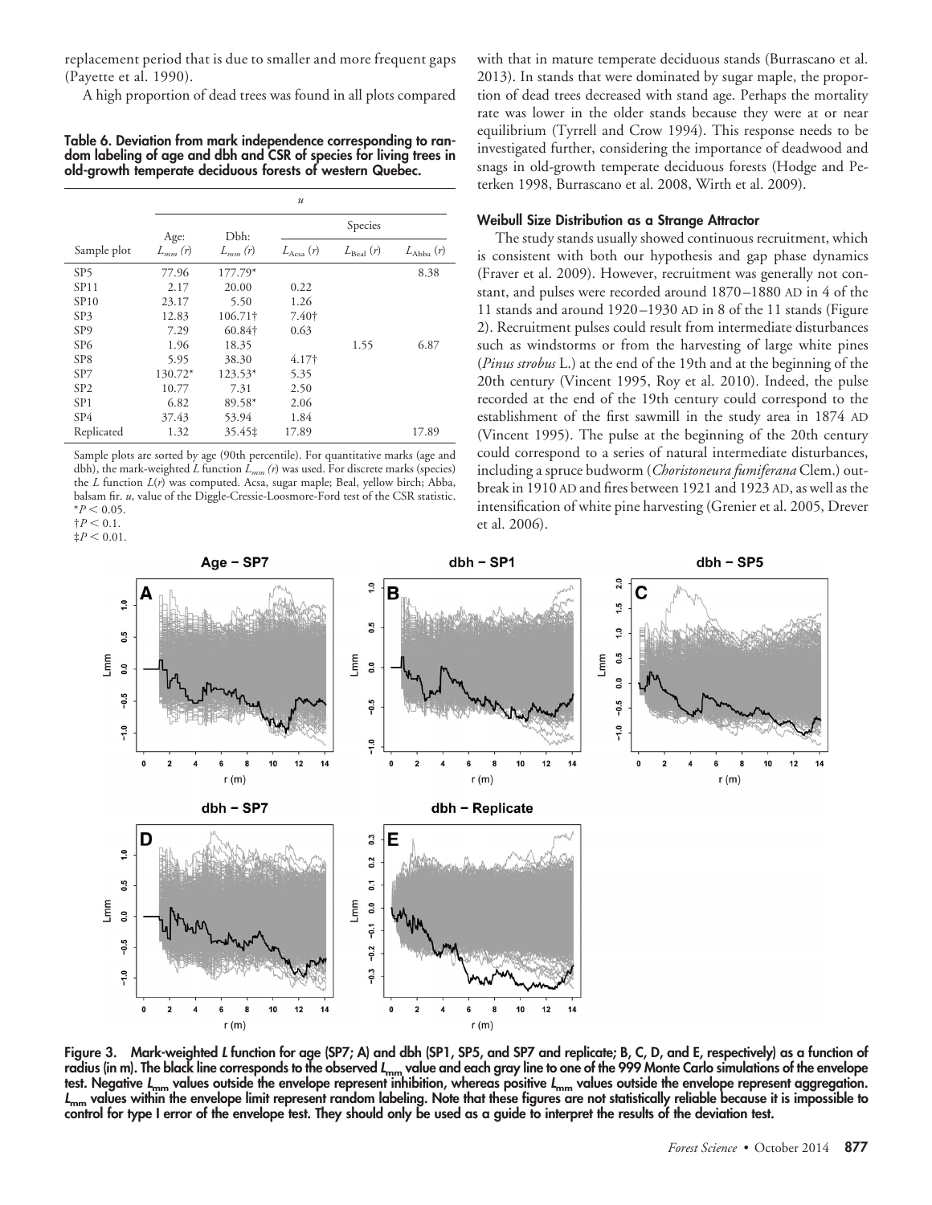replacement period that is due to smaller and more frequent gaps (Payette et al. 1990).

A high proportion of dead trees was found in all plots compared with that in mature temperate deciduous stands (Burrascano et al. 2013). In stands that were dominated by sugar maple, the proportion of dead trees decreased with stand age. Perhaps the mortality rate was lower in the older stands because they were at or near equilibrium (Tyrrell and Crow 1994). This response needs to be investigated further, considering the importance of deadwood and snags in old-growth temperate deciduous forests (Hodge and Peterken 1998, Burrascano et al. 2008, Wirth et al. 2009).

**Table 6. Deviation from mark independence corresponding to random labeling of age and dbh and CSR of species for living trees in old-growth temperate deciduous forests of western Quebec.**

| | $u$ | | | | |
|---|---|---|---|---|---|
| | | | Species | | |
| Sample plot | Age: $L_{mm}(r)$ | Dbh: $L_{mm}(r)$ | $L_{\text{Acsa}}(r)$ | $L_{\text{Beal}}(r)$ | $L_{\text{Abba}}(r)$ |
| SP5 | 77.96 | 177.79* | | | 8.38 |
| SP11 | 2.17 | 20.00 | 0.22 | | |
| SP10 | 23.17 | 5.50 | 1.26 | | |
| SP3 | 12.83 | 106.71† | 7.40† | | |
| SP9 | 7.29 | 60.84† | 0.63 | | |
| SP6 | 1.96 | 18.35 | | 1.55 | 6.87 |
| SP8 | 5.95 | 38.30 | 4.17† | | |
| SP7 | 130.72* | 123.53* | 5.35 | | |
| SP2 | 10.77 | 7.31 | 2.50 | | |
| SP1 | 6.82 | 89.58* | 2.06 | | |
| SP4 | 37.43 | 53.94 | 1.84 | | |
| Replicated | 1.32 | 35.45‡ | 17.89 | | 17.89 |

Sample plots are sorted by age (90th percentile). For quantitative marks (age and dbh), the mark-weighted $L$ function $L_{mm}(r)$ was used. For discrete marks (species) the $L$ function $L(r)$ was computed. Acsa, sugar maple; Beal, yellow birch; Abba, balsam fir. $u$, value of the Diggle-Cressie-Loosmore-Ford test of the CSR statistic.
* $P < 0.05$.
† $P < 0.1$.
‡ $P < 0.01$.

### Weibull Size Distribution as a Strange Attractor

The study stands usually showed continuous recruitment, which is consistent with both our hypothesis and gap phase dynamics (Fraver et al. 2009). However, recruitment was generally not constant, and pulses were recorded around 1870–1880 AD in 4 of the 11 stands and around 1920–1930 AD in 8 of the 11 stands (Figure 2). Recruitment pulses could result from intermediate disturbances such as windstorms or from the harvesting of large white pines (*Pinus strobus* L.) at the end of the 19th and at the beginning of the 20th century (Vincent 1995, Roy et al. 2010). Indeed, the pulse recorded at the end of the 19th century could correspond to the establishment of the first sawmill in the study area in 1874 AD (Vincent 1995). The pulse at the beginning of the 20th century could correspond to a series of natural intermediate disturbances, including a spruce budworm (*Choristoneura fumiferana* Clem.) outbreak in 1910 AD and fires between 1921 and 1923 AD, as well as the intensification of white pine harvesting (Grenier et al. 2005, Drever et al. 2006).

**Figure 3. Mark-weighted $L$ function for age (SP7; A) and dbh (SP1, SP5, and SP7 and replicate; B, C, D, and E, respectively) as a function of radius (in m). The black line corresponds to the observed $L_{mm}$ value and each gray line to one of the 999 Monte Carlo simulations of the envelope test. Negative $L_{mm}$ values outside the envelope represent inhibition, whereas positive $L_{mm}$ values outside the envelope represent aggregation. $L_{mm}$ values within the envelope limit represent random labeling. Note that these figures are not statistically reliable because it is impossible to control for type I error of the envelope test. They should only be used as a guide to interpret the results of the deviation test.**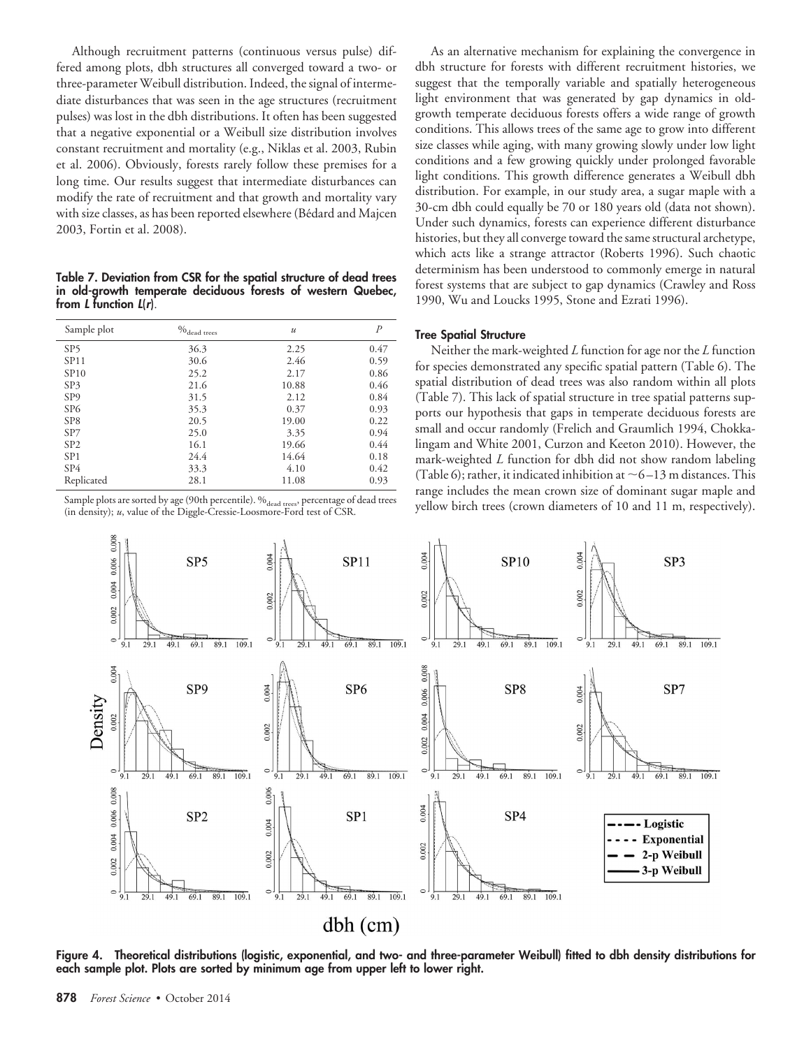Although recruitment patterns (continuous versus pulse) differed among plots, dbh structures all converged toward a two- or three-parameter Weibull distribution. Indeed, the signal of intermediate disturbances that was seen in the age structures (recruitment pulses) was lost in the dbh distributions. It often has been suggested that a negative exponential or a Weibull size distribution involves constant recruitment and mortality (e.g., Niklas et al. 2003, Rubin et al. 2006). Obviously, forests rarely follow these premises for a long time. Our results suggest that intermediate disturbances can modify the rate of recruitment and that growth and mortality vary with size classes, as has been reported elsewhere (Bédard and Majcen 2003, Fortin et al. 2008).

**Table 7. Deviation from CSR for the spatial structure of dead trees in old-growth temperate deciduous forests of western Quebec, from *L* function *L*(*r*).**

| Sample plot | $\%_{\text{dead trees}}$ | $u$ | $P$ |
|---|---|---|---|
| SP5 | 36.3 | 2.25 | 0.47 |
| SP11 | 30.6 | 2.46 | 0.59 |
| SP10 | 25.2 | 2.17 | 0.86 |
| SP3 | 21.6 | 10.88 | 0.46 |
| SP9 | 31.5 | 2.12 | 0.84 |
| SP6 | 35.3 | 0.37 | 0.93 |
| SP8 | 20.5 | 19.00 | 0.22 |
| SP7 | 25.0 | 3.35 | 0.94 |
| SP2 | 16.1 | 19.66 | 0.44 |
| SP1 | 24.4 | 14.64 | 0.18 |
| SP4 | 33.3 | 4.10 | 0.42 |
| Replicated | 28.1 | 11.08 | 0.93 |

Sample plots are sorted by age (90th percentile). $\%_{\text{dead trees}}$, percentage of dead trees (in density); $u$, value of the Diggle-Cressie-Loosmore-Ford test of CSR.

As an alternative mechanism for explaining the convergence in dbh structure for forests with different recruitment histories, we suggest that the temporally variable and spatially heterogeneous light environment that was generated by gap dynamics in old-growth temperate deciduous forests offers a wide range of growth conditions. This allows trees of the same age to grow into different size classes while aging, with many growing slowly under low light conditions and a few growing quickly under prolonged favorable light conditions. This growth difference generates a Weibull dbh distribution. For example, in our study area, a sugar maple with a 30-cm dbh could equally be 70 or 180 years old (data not shown). Under such dynamics, forests can experience different disturbance histories, but they all converge toward the same structural archetype, which acts like a strange attractor (Roberts 1996). Such chaotic determinism has been understood to commonly emerge in natural forest systems that are subject to gap dynamics (Crawley and Ross 1990, Wu and Loucks 1995, Stone and Ezrati 1996).

### Tree Spatial Structure

Neither the mark-weighted *L* function for age nor the *L* function for species demonstrated any specific spatial pattern (Table 6). The spatial distribution of dead trees was also random within all plots (Table 7). This lack of spatial structure in tree spatial patterns supports our hypothesis that gaps in temperate deciduous forests are small and occur randomly (Frelich and Graumlich 1994, Chokkalingam and White 2001, Curzon and Keeton 2010). However, the mark-weighted *L* function for dbh did not show random labeling (Table 6); rather, it indicated inhibition at ~6–13 m distances. This range includes the mean crown size of dominant sugar maple and yellow birch trees (crown diameters of 10 and 11 m, respectively).

**Figure 4. Theoretical distributions (logistic, exponential, and two- and three-parameter Weibull) fitted to dbh density distributions for each sample plot. Plots are sorted by minimum age from upper left to lower right.**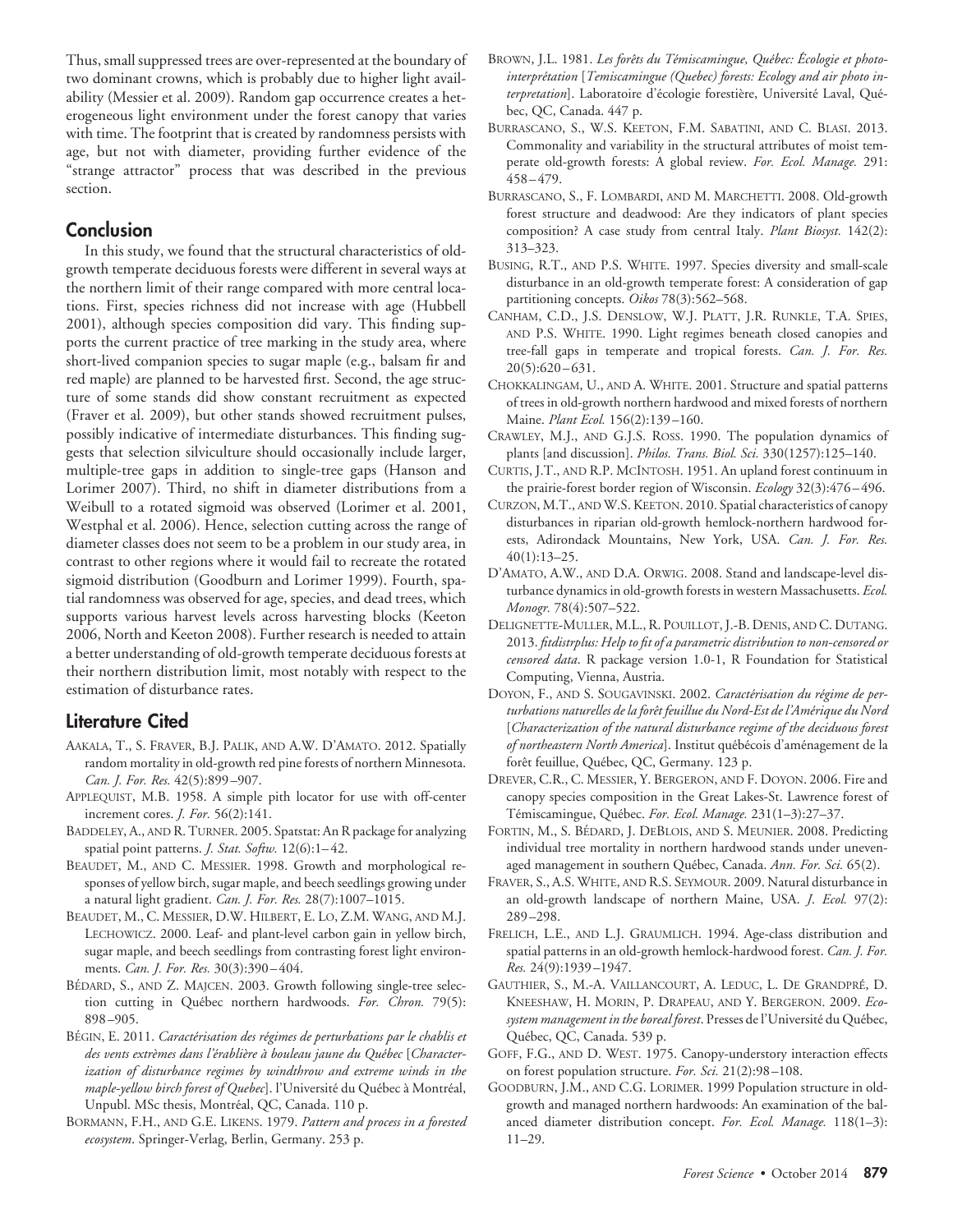Thus, small suppressed trees are over-represented at the boundary of two dominant crowns, which is probably due to higher light availability (Messier et al. 2009). Random gap occurrence creates a heterogeneous light environment under the forest canopy that varies with time. The footprint that is created by randomness persists with age, but not with diameter, providing further evidence of the "strange attractor" process that was described in the previous section.

## Conclusion

In this study, we found that the structural characteristics of old-growth temperate deciduous forests were different in several ways at the northern limit of their range compared with more central locations. First, species richness did not increase with age (Hubbell 2001), although species composition did vary. This finding supports the current practice of tree marking in the study area, where short-lived companion species to sugar maple (e.g., balsam fir and red maple) are planned to be harvested first. Second, the age structure of some stands did show constant recruitment as expected (Fraver et al. 2009), but other stands showed recruitment pulses, possibly indicative of intermediate disturbances. This finding suggests that selection silviculture should occasionally include larger, multiple-tree gaps in addition to single-tree gaps (Hanson and Lorimer 2007). Third, no shift in diameter distributions from a Weibull to a rotated sigmoid was observed (Lorimer et al. 2001, Westphal et al. 2006). Hence, selection cutting across the range of diameter classes does not seem to be a problem in our study area, in contrast to other regions where it would fail to recreate the rotated sigmoid distribution (Goodburn and Lorimer 1999). Fourth, spatial randomness was observed for age, species, and dead trees, which supports various harvest levels across harvesting blocks (Keeton 2006, North and Keeton 2008). Further research is needed to attain a better understanding of old-growth temperate deciduous forests at their northern distribution limit, most notably with respect to the estimation of disturbance rates.

## Literature Cited

Aakala, T., S. Fraver, B.J. Palik, and A.W. D'Amato. 2012. Spatially random mortality in old-growth red pine forests of northern Minnesota. *Can. J. For. Res.* 42(5):899–907.

Applequist, M.B. 1958. A simple pith locator for use with off-center increment cores. *J. For.* 56(2):141.

Baddeley, A., and R. Turner. 2005. Spatstat: An R package for analyzing spatial point patterns. *J. Stat. Softw.* 12(6):1–42.

Beaudet, M., and C. Messier. 1998. Growth and morphological responses of yellow birch, sugar maple, and beech seedlings growing under a natural light gradient. *Can. J. For. Res.* 28(7):1007–1015.

Beaudet, M., C. Messier, D.W. Hilbert, E. Lo, Z.M. Wang, and M.J. Lechowicz. 2000. Leaf- and plant-level carbon gain in yellow birch, sugar maple, and beech seedlings from contrasting forest light environments. *Can. J. For. Res.* 30(3):390–404.

Bédard, S., and Z. Majcen. 2003. Growth following single-tree selection cutting in Québec northern hardwoods. *For. Chron.* 79(5): 898–905.

Bégin, E. 2011. *Caractérisation des régimes de perturbations par le chablis et des vents extrèmes dans l'érablière à bouleau jaune du Québec* [*Characterization of disturbance regimes by windthrow and extreme winds in the maple-yellow birch forest of Quebec*]. l'Université du Québec à Montréal, Unpubl. MSc thesis, Montréal, QC, Canada. 110 p.

Bormann, F.H., and G.E. Likens. 1979. *Pattern and process in a forested ecosystem*. Springer-Verlag, Berlin, Germany. 253 p.

Brown, J.L. 1981. *Les forêts du Témiscamingue, Québec: Écologie et photo-interprétation* [*Temiscamingue (Quebec) forests: Ecology and air photo interpretation*]. Laboratoire d'écologie forestière, Université Laval, Québec, QC, Canada. 447 p.

Burrascano, S., W.S. Keeton, F.M. Sabatini, and C. Blasi. 2013. Commonality and variability in the structural attributes of moist temperate old-growth forests: A global review. *For. Ecol. Manage.* 291: 458–479.

Burrascano, S., F. Lombardi, and M. Marchetti. 2008. Old-growth forest structure and deadwood: Are they indicators of plant species composition? A case study from central Italy. *Plant Biosyst.* 142(2): 313–323.

Busing, R.T., and P.S. White. 1997. Species diversity and small-scale disturbance in an old-growth temperate forest: A consideration of gap partitioning concepts. *Oikos* 78(3):562–568.

Canham, C.D., J.S. Denslow, W.J. Platt, J.R. Runkle, T.A. Spies, and P.S. White. 1990. Light regimes beneath closed canopies and tree-fall gaps in temperate and tropical forests. *Can. J. For. Res.* 20(5):620–631.

Chokkalingam, U., and A. White. 2001. Structure and spatial patterns of trees in old-growth northern hardwood and mixed forests of northern Maine. *Plant Ecol.* 156(2):139–160.

Crawley, M.J., and G.J.S. Ross. 1990. The population dynamics of plants [and discussion]. *Philos. Trans. Biol. Sci.* 330(1257):125–140.

Curtis, J.T., and R.P. McIntosh. 1951. An upland forest continuum in the prairie-forest border region of Wisconsin. *Ecology* 32(3):476–496.

Curzon, M.T., and W.S. Keeton. 2010. Spatial characteristics of canopy disturbances in riparian old-growth hemlock-northern hardwood forests, Adirondack Mountains, New York, USA. *Can. J. For. Res.* 40(1):13–25.

D'Amato, A.W., and D.A. Orwig. 2008. Stand and landscape-level disturbance dynamics in old-growth forests in western Massachusetts. *Ecol. Monogr.* 78(4):507–522.

Delignette-Muller, M.L., R. Pouillot, J.-B. Denis, and C. Dutang. 2013. *fitdistrplus: Help to fit of a parametric distribution to non-censored or censored data*. R package version 1.0-1, R Foundation for Statistical Computing, Vienna, Austria.

Doyon, F., and S. Sougavinski. 2002. *Caractérisation du régime de perturbations naturelles de la forêt feuillue du Nord-Est de l'Amérique du Nord* [*Characterization of the natural disturbance regime of the deciduous forest of northeastern North America*]. Institut québécois d'aménagement de la forêt feuillue, Québec, QC, Germany. 123 p.

Drever, C.R., C. Messier, Y. Bergeron, and F. Doyon. 2006. Fire and canopy species composition in the Great Lakes-St. Lawrence forest of Témiscamingue, Québec. *For. Ecol. Manage.* 231(1–3):27–37.

Fortin, M., S. Bédard, J. DeBlois, and S. Meunier. 2008. Predicting individual tree mortality in northern hardwood stands under uneven-aged management in southern Québec, Canada. *Ann. For. Sci.* 65(2).

Fraver, S., A.S. White, and R.S. Seymour. 2009. Natural disturbance in an old-growth landscape of northern Maine, USA. *J. Ecol.* 97(2): 289–298.

Frelich, L.E., and L.J. Graumlich. 1994. Age-class distribution and spatial patterns in an old-growth hemlock-hardwood forest. *Can. J. For. Res.* 24(9):1939–1947.

Gauthier, S., M.-A. Vaillancourt, A. Leduc, L. De Grandpré, D. Kneeshaw, H. Morin, P. Drapeau, and Y. Bergeron. 2009. *Ecosystem management in the boreal forest*. Presses de l'Université du Québec, Québec, QC, Canada. 539 p.

Goff, F.G., and D. West. 1975. Canopy-understory interaction effects on forest population structure. *For. Sci.* 21(2):98–108.

Goodburn, J.M., and C.G. Lorimer. 1999 Population structure in old-growth and managed northern hardwoods: An examination of the balanced diameter distribution concept. *For. Ecol. Manage.* 118(1–3): 11–29.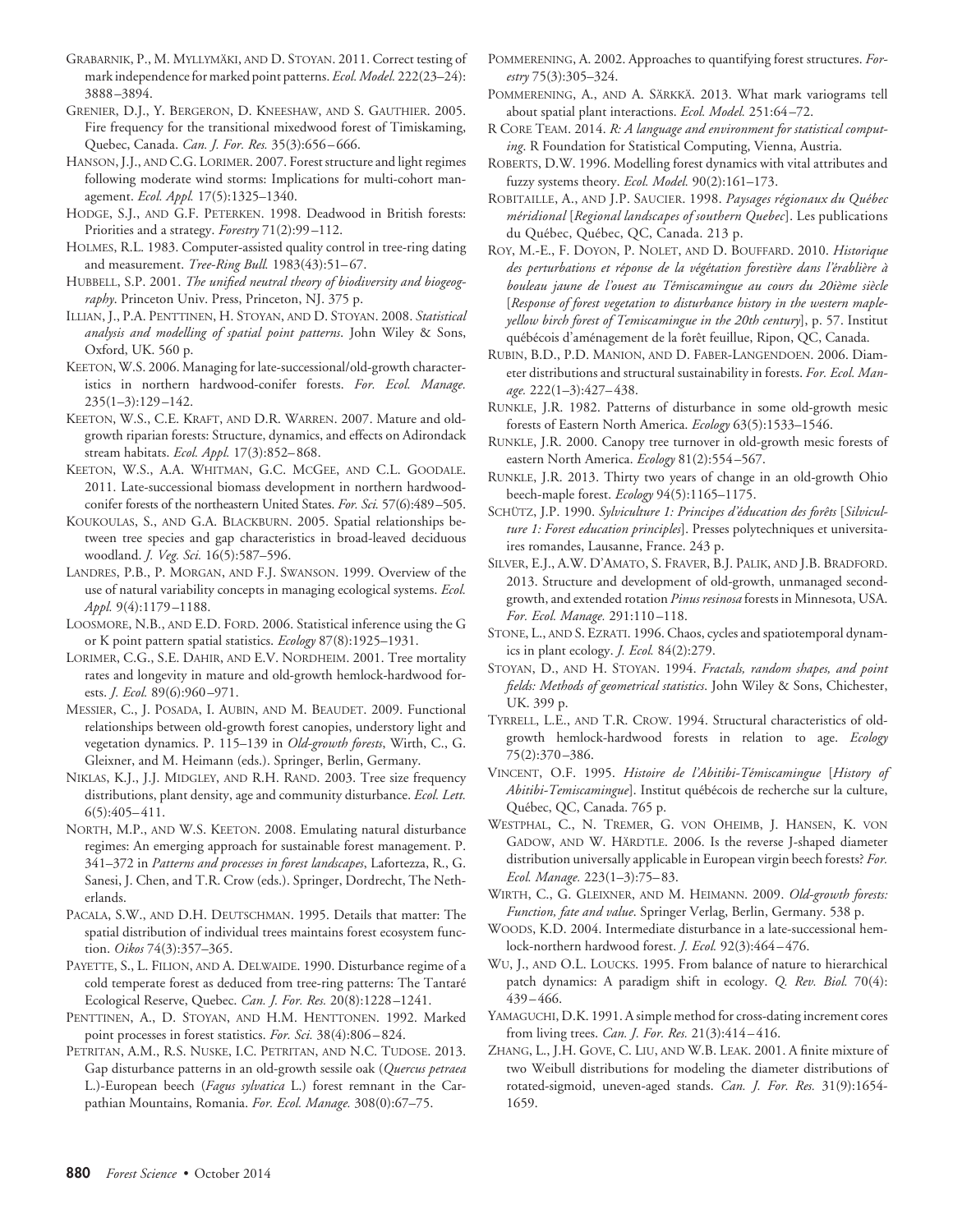GRABARNIK, P., M. MYLLYMÄKI, AND D. STOYAN. 2011. Correct testing of mark independence for marked point patterns. *Ecol. Model.* 222(23–24): 3888–3894.

GRENIER, D.J., Y. BERGERON, D. KNEESHAW, AND S. GAUTHIER. 2005. Fire frequency for the transitional mixedwood forest of Timiskaming, Quebec, Canada. *Can. J. For. Res.* 35(3):656–666.

HANSON, J.J., AND C.G. LORIMER. 2007. Forest structure and light regimes following moderate wind storms: Implications for multi-cohort management. *Ecol. Appl.* 17(5):1325–1340.

HODGE, S.J., AND G.F. PETERKEN. 1998. Deadwood in British forests: Priorities and a strategy. *Forestry* 71(2):99–112.

HOLMES, R.L. 1983. Computer-assisted quality control in tree-ring dating and measurement. *Tree-Ring Bull.* 1983(43):51–67.

HUBBELL, S.P. 2001. *The unified neutral theory of biodiversity and biogeography*. Princeton Univ. Press, Princeton, NJ. 375 p.

ILLIAN, J., P.A. PENTTINEN, H. STOYAN, AND D. STOYAN. 2008. *Statistical analysis and modelling of spatial point patterns*. John Wiley & Sons, Oxford, UK. 560 p.

KEETON, W.S. 2006. Managing for late-successional/old-growth characteristics in northern hardwood-conifer forests. *For. Ecol. Manage.* 235(1–3):129–142.

KEETON, W.S., C.E. KRAFT, AND D.R. WARREN. 2007. Mature and old-growth riparian forests: Structure, dynamics, and effects on Adirondack stream habitats. *Ecol. Appl.* 17(3):852–868.

KEETON, W.S., A.A. WHITMAN, G.C. MCGEE, AND C.L. GOODALE. 2011. Late-successional biomass development in northern hardwood-conifer forests of the northeastern United States. *For. Sci.* 57(6):489–505.

KOUKOULAS, S., AND G.A. BLACKBURN. 2005. Spatial relationships between tree species and gap characteristics in broad-leaved deciduous woodland. *J. Veg. Sci.* 16(5):587–596.

LANDRES, P.B., P. MORGAN, AND F.J. SWANSON. 1999. Overview of the use of natural variability concepts in managing ecological systems. *Ecol. Appl.* 9(4):1179–1188.

LOOSMORE, N.B., AND E.D. FORD. 2006. Statistical inference using the G or K point pattern spatial statistics. *Ecology* 87(8):1925–1931.

LORIMER, C.G., S.E. DAHIR, AND E.V. NORDHEIM. 2001. Tree mortality rates and longevity in mature and old-growth hemlock-hardwood forests. *J. Ecol.* 89(6):960–971.

MESSIER, C., J. POSADA, I. AUBIN, AND M. BEAUDET. 2009. Functional relationships between old-growth forest canopies, understory light and vegetation dynamics. P. 115–139 in *Old-growth forests*, Wirth, C., G. Gleixner, and M. Heimann (eds.). Springer, Berlin, Germany.

NIKLAS, K.J., J.J. MIDGLEY, AND R.H. RAND. 2003. Tree size frequency distributions, plant density, age and community disturbance. *Ecol. Lett.* 6(5):405–411.

NORTH, M.P., AND W.S. KEETON. 2008. Emulating natural disturbance regimes: An emerging approach for sustainable forest management. P. 341–372 in *Patterns and processes in forest landscapes*, Lafortezza, R., G. Sanesi, J. Chen, and T.R. Crow (eds.). Springer, Dordrecht, The Netherlands.

PACALA, S.W., AND D.H. DEUTSCHMAN. 1995. Details that matter: The spatial distribution of individual trees maintains forest ecosystem function. *Oikos* 74(3):357–365.

PAYETTE, S., L. FILION, AND A. DELWAIDE. 1990. Disturbance regime of a cold temperate forest as deduced from tree-ring patterns: The Tantaré Ecological Reserve, Quebec. *Can. J. For. Res.* 20(8):1228–1241.

PENTTINEN, A., D. STOYAN, AND H.M. HENTTONEN. 1992. Marked point processes in forest statistics. *For. Sci.* 38(4):806–824.

PETRITAN, A.M., R.S. NUSKE, I.C. PETRITAN, AND N.C. TUDOSE. 2013. Gap disturbance patterns in an old-growth sessile oak (*Quercus petraea* L.)-European beech (*Fagus sylvatica* L.) forest remnant in the Carpathian Mountains, Romania. *For. Ecol. Manage.* 308(0):67–75.

POMMERENING, A. 2002. Approaches to quantifying forest structures. *Forestry* 75(3):305–324.

POMMERENING, A., AND A. SÄRKKÄ. 2013. What mark variograms tell about spatial plant interactions. *Ecol. Model.* 251:64–72.

R CORE TEAM. 2014. *R: A language and environment for statistical computing*. R Foundation for Statistical Computing, Vienna, Austria.

ROBERTS, D.W. 1996. Modelling forest dynamics with vital attributes and fuzzy systems theory. *Ecol. Model.* 90(2):161–173.

ROBITAILLE, A., AND J.P. SAUCIER. 1998. *Paysages régionaux du Québec méridional* [*Regional landscapes of southern Quebec*]. Les publications du Québec, Québec, QC, Canada. 213 p.

ROY, M.-E., F. DOYON, P. NOLET, AND D. BOUFFARD. 2010. *Historique des perturbations et réponse de la végétation forestière dans l'érablière à bouleau jaune de l'ouest au Témiscamingue au cours du 20ième siècle* [*Response of forest vegetation to disturbance history in the western maple-yellow birch forest of Temiscamingue in the 20th century*], p. 57. Institut québécois d'aménagement de la forêt feuillue, Ripon, QC, Canada.

RUBIN, B.D., P.D. MANION, AND D. FABER-LANGENDOEN. 2006. Diameter distributions and structural sustainability in forests. *For. Ecol. Manage.* 222(1–3):427–438.

RUNKLE, J.R. 1982. Patterns of disturbance in some old-growth mesic forests of Eastern North America. *Ecology* 63(5):1533–1546.

RUNKLE, J.R. 2000. Canopy tree turnover in old-growth mesic forests of eastern North America. *Ecology* 81(2):554–567.

RUNKLE, J.R. 2013. Thirty two years of change in an old-growth Ohio beech-maple forest. *Ecology* 94(5):1165–1175.

SCHÜTZ, J.P. 1990. *Sylviculture 1: Principes d'éducation des forêts* [*Silviculture 1: Forest education principles*]. Presses polytechniques et universitaires romandes, Lausanne, France. 243 p.

SILVER, E.J., A.W. D'AMATO, S. FRAVER, B.J. PALIK, AND J.B. BRADFORD. 2013. Structure and development of old-growth, unmanaged second-growth, and extended rotation *Pinus resinosa* forests in Minnesota, USA. *For. Ecol. Manage.* 291:110–118.

STONE, L., AND S. EZRATI. 1996. Chaos, cycles and spatiotemporal dynamics in plant ecology. *J. Ecol.* 84(2):279.

STOYAN, D., AND H. STOYAN. 1994. *Fractals, random shapes, and point fields: Methods of geometrical statistics*. John Wiley & Sons, Chichester, UK. 399 p.

TYRRELL, L.E., AND T.R. CROW. 1994. Structural characteristics of old-growth hemlock-hardwood forests in relation to age. *Ecology* 75(2):370–386.

VINCENT, O.F. 1995. *Histoire de l'Abitibi-Témiscamingue* [*History of Abitibi-Temiscamingue*]. Institut québécois de recherche sur la culture, Québec, QC, Canada. 765 p.

WESTPHAL, C., N. TREMER, G. VON OHEIMB, J. HANSEN, K. VON GADOW, AND W. HÄRDTLE. 2006. Is the reverse J-shaped diameter distribution universally applicable in European virgin beech forests? *For. Ecol. Manage.* 223(1–3):75–83.

WIRTH, C., G. GLEIXNER, AND M. HEIMANN. 2009. *Old-growth forests: Function, fate and value*. Springer Verlag, Berlin, Germany. 538 p.

WOODS, K.D. 2004. Intermediate disturbance in a late-successional hemlock-northern hardwood forest. *J. Ecol.* 92(3):464–476.

WU, J., AND O.L. LOUCKS. 1995. From balance of nature to hierarchical patch dynamics: A paradigm shift in ecology. *Q. Rev. Biol.* 70(4): 439–466.

YAMAGUCHI, D.K. 1991. A simple method for cross-dating increment cores from living trees. *Can. J. For. Res.* 21(3):414–416.

ZHANG, L., J.H. GOVE, C. LIU, AND W.B. LEAK. 2001. A finite mixture of two Weibull distributions for modeling the diameter distributions of rotated-sigmoid, uneven-aged stands. *Can. J. For. Res.* 31(9):1654-1659.